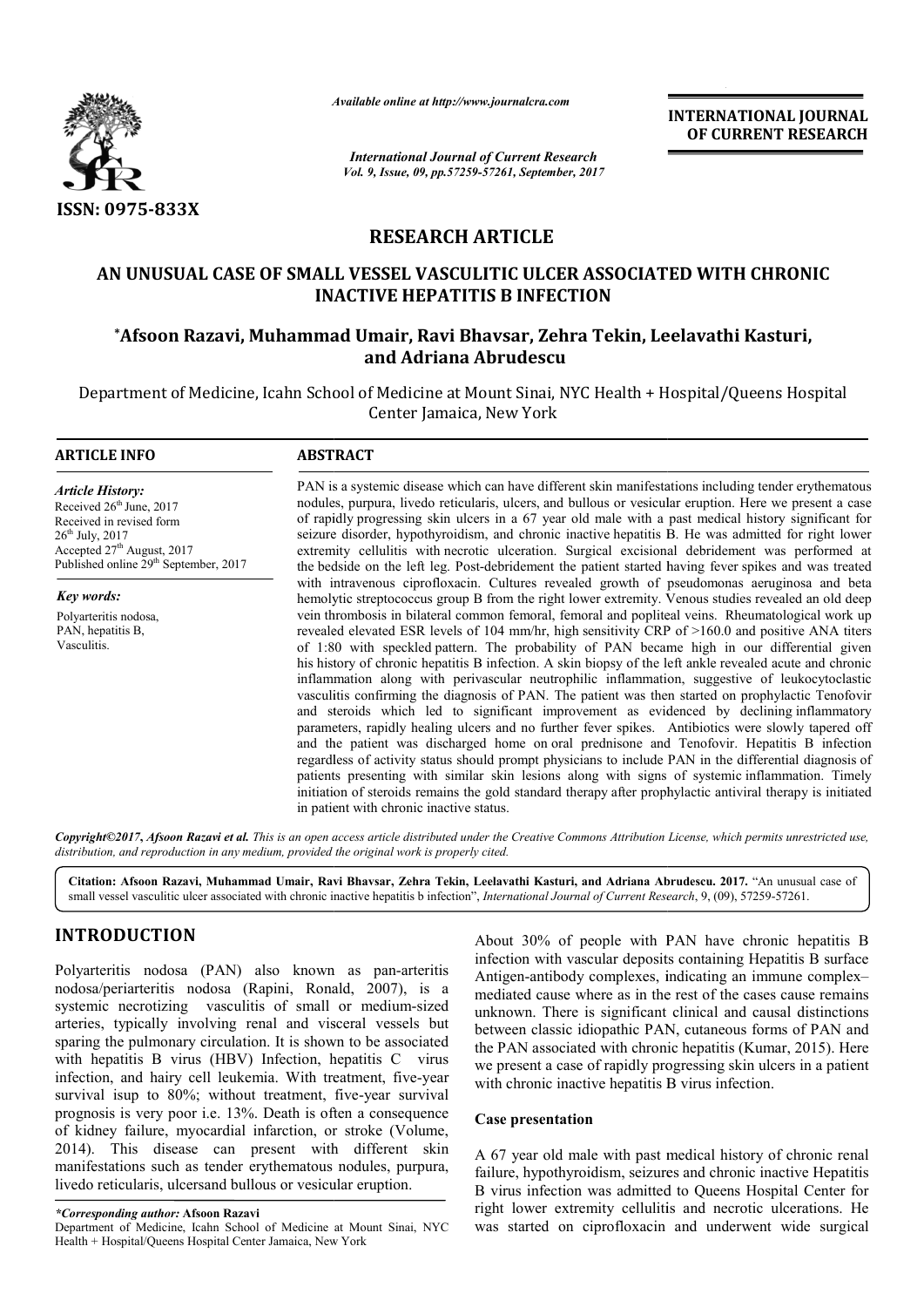ISSN: 0975-833X

*Available online at http://www.journalcra.com*

*International Journal of Current Research*
*Vol. 9, Issue, 09, pp.57259-57261, September, 2017*

**INTERNATIONAL JOURNAL OF CURRENT RESEARCH**

# RESEARCH ARTICLE

## AN UNUSUAL CASE OF SMALL VESSEL VASCULITIC ULCER ASSOCIATED WITH CHRONIC INACTIVE HEPATITIS B INFECTION

**\*Afsoon Razavi, Muhammad Umair, Ravi Bhavsar, Zehra Tekin, Leelavathi Kasturi, and Adriana Abrudescu**

Department of Medicine, Icahn School of Medicine at Mount Sinai, NYC Health + Hospital/Queens Hospital Center Jamaica, New York

### ARTICLE INFO

*Article History:*
Received 26th June, 2017
Received in revised form
26th July, 2017
Accepted 27th August, 2017
Published online 29th September, 2017

*Key words:*
Polyarteritis nodosa,
PAN, hepatitis B,
Vasculitis.

### ABSTRACT

PAN is a systemic disease which can have different skin manifestations including tender erythematous nodules, purpura, livedo reticularis, ulcers, and bullous or vesicular eruption. Here we present a case of rapidly progressing skin ulcers in a 67 year old male with a past medical history significant for seizure disorder, hypothyroidism, and chronic inactive hepatitis B. He was admitted for right lower extremity cellulitis with necrotic ulceration. Surgical excisional debridement was performed at the bedside on the left leg. Post-debridement the patient started having fever spikes and was treated with intravenous ciprofloxacin. Cultures revealed growth of pseudomonas aeruginosa and beta hemolytic streptococcus group B from the right lower extremity. Venous studies revealed an old deep vein thrombosis in bilateral common femoral, femoral and popliteal veins. Rheumatological work up revealed elevated ESR levels of 104 mm/hr, high sensitivity CRP of >160.0 and positive ANA titers of 1:80 with speckled pattern. The probability of PAN became high in our differential given his history of chronic hepatitis B infection. A skin biopsy of the left ankle revealed acute and chronic inflammation along with perivascular neutrophilic inflammation, suggestive of leukocytoclastic vasculitis confirming the diagnosis of PAN. The patient was then started on prophylactic Tenofovir and steroids which led to significant improvement as evidenced by declining inflammatory parameters, rapidly healing ulcers and no further fever spikes. Antibiotics were slowly tapered off and the patient was discharged home on oral prednisone and Tenofovir. Hepatitis B infection regardless of activity status should prompt physicians to include PAN in the differential diagnosis of patients presenting with similar skin lesions along with signs of systemic inflammation. Timely initiation of steroids remains the gold standard therapy after prophylactic antiviral therapy is initiated in patient with chronic inactive status.

*Copyright©2017, Afsoon Razavi et al. This is an open access article distributed under the Creative Commons Attribution License, which permits unrestricted use, distribution, and reproduction in any medium, provided the original work is properly cited.*

**Citation: Afsoon Razavi, Muhammad Umair, Ravi Bhavsar, Zehra Tekin, Leelavathi Kasturi, and Adriana Abrudescu. 2017.** "An unusual case of small vessel vasculitic ulcer associated with chronic inactive hepatitis b infection", *International Journal of Current Research*, 9, (09), 57259-57261.

## INTRODUCTION

Polyarteritis nodosa (PAN) also known as pan-arteritis nodosa/periarteritis nodosa (Rapini, Ronald, 2007), is a systemic necrotizing vasculitis of small or medium-sized arteries, typically involving renal and visceral vessels but sparing the pulmonary circulation. It is shown to be associated with hepatitis B virus (HBV) Infection, hepatitis C virus infection, and hairy cell leukemia. With treatment, five-year survival isup to 80%; without treatment, five-year survival prognosis is very poor i.e. 13%. Death is often a consequence of kidney failure, myocardial infarction, or stroke (Volume, 2014). This disease can present with different skin manifestations such as tender erythematous nodules, purpura, livedo reticularis, ulcersand bullous or vesicular eruption.

About 30% of people with PAN have chronic hepatitis B infection with vascular deposits containing Hepatitis B surface Antigen-antibody complexes, indicating an immune complex–mediated cause where as in the rest of the cases cause remains unknown. There is significant clinical and causal distinctions between classic idiopathic PAN, cutaneous forms of PAN and the PAN associated with chronic hepatitis (Kumar, 2015). Here we present a case of rapidly progressing skin ulcers in a patient with chronic inactive hepatitis B virus infection.

### Case presentation

A 67 year old male with past medical history of chronic renal failure, hypothyroidism, seizures and chronic inactive Hepatitis B virus infection was admitted to Queens Hospital Center for right lower extremity cellulitis and necrotic ulcerations. He was started on ciprofloxacin and underwent wide surgical

*\*Corresponding author:* **Afsoon Razavi**
Department of Medicine, Icahn School of Medicine at Mount Sinai, NYC Health + Hospital/Queens Hospital Center Jamaica, New York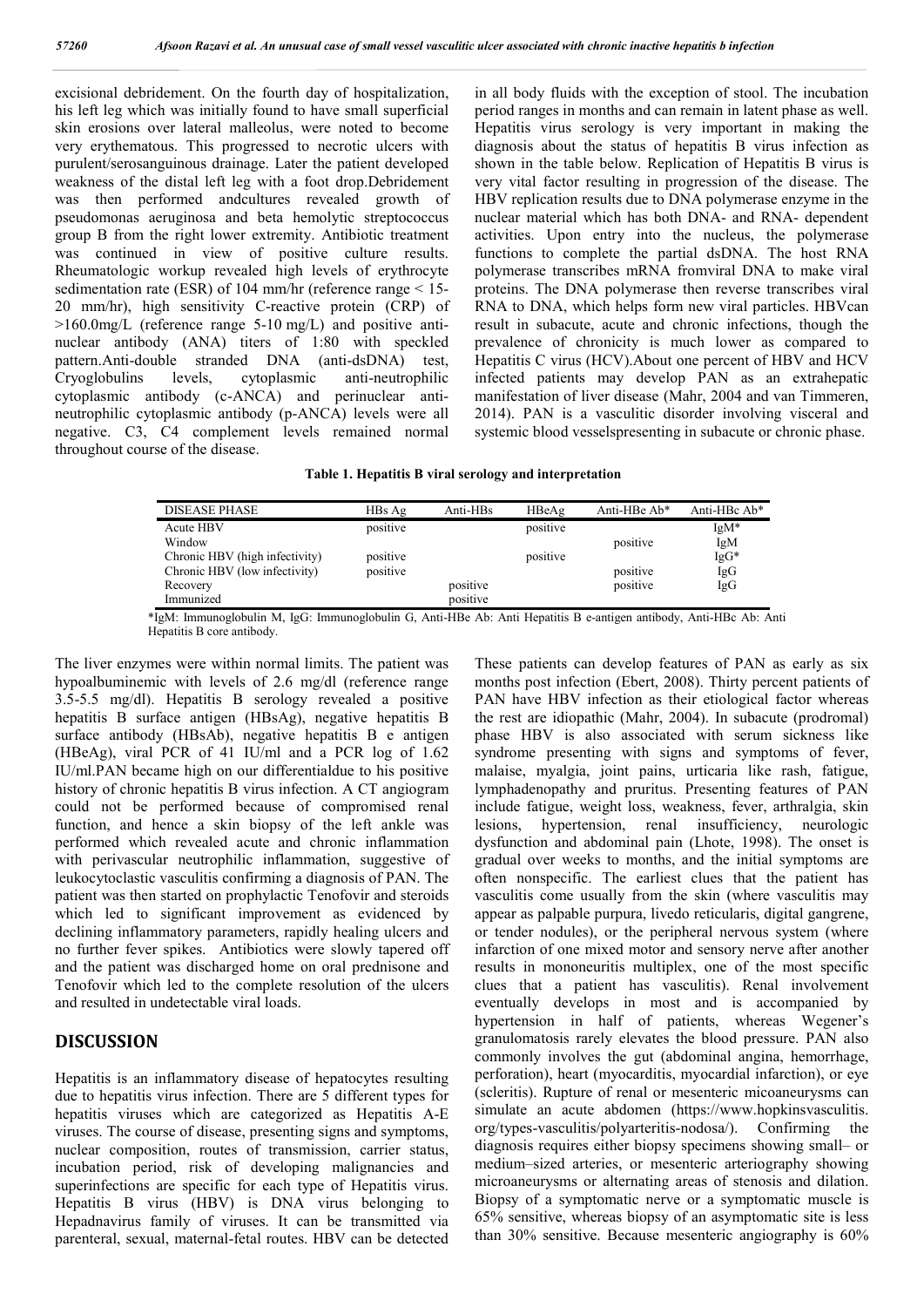excisional debridement. On the fourth day of hospitalization, his left leg which was initially found to have small superficial skin erosions over lateral malleolus, were noted to become very erythematous. This progressed to necrotic ulcers with purulent/serosanguinous drainage. Later the patient developed weakness of the distal left leg with a foot drop.Debridement was then performed andcultures revealed growth of pseudomonas aeruginosa and beta hemolytic streptococcus group B from the right lower extremity. Antibiotic treatment was continued in view of positive culture results. Rheumatologic workup revealed high levels of erythrocyte sedimentation rate (ESR) of 104 mm/hr (reference range < 15-20 mm/hr), high sensitivity C-reactive protein (CRP) of >160.0mg/L (reference range 5-10 mg/L) and positive anti-nuclear antibody (ANA) titers of 1:80 with speckled pattern.Anti-double stranded DNA (anti-dsDNA) test, Cryoglobulins levels, cytoplasmic anti-neutrophilic cytoplasmic antibody (c-ANCA) and perinuclear anti-neutrophilic cytoplasmic antibody (p-ANCA) levels were all negative. C3, C4 complement levels remained normal throughout course of the disease.

The liver enzymes were within normal limits. The patient was hypoalbuminemic with levels of 2.6 mg/dl (reference range 3.5-5.5 mg/dl). Hepatitis B serology revealed a positive hepatitis B surface antigen (HBsAg), negative hepatitis B surface antibody (HBsAb), negative hepatitis B e antigen (HBeAg), viral PCR of 41 IU/ml and a PCR log of 1.62 IU/ml.PAN became high on our differentialdue to his positive history of chronic hepatitis B virus infection. A CT angiogram could not be performed because of compromised renal function, and hence a skin biopsy of the left ankle was performed which revealed acute and chronic inflammation with perivascular neutrophilic inflammation, suggestive of leukocytoclastic vasculitis confirming a diagnosis of PAN. The patient was then started on prophylactic Tenofovir and steroids which led to significant improvement as evidenced by declining inflammatory parameters, rapidly healing ulcers and no further fever spikes. Antibiotics were slowly tapered off and the patient was discharged home on oral prednisone and Tenofovir which led to the complete resolution of the ulcers and resulted in undetectable viral loads.

## DISCUSSION

Hepatitis is an inflammatory disease of hepatocytes resulting due to hepatitis virus infection. There are 5 different types for hepatitis viruses which are categorized as Hepatitis A-E viruses. The course of disease, presenting signs and symptoms, nuclear composition, routes of transmission, carrier status, incubation period, risk of developing malignancies and superinfections are specific for each type of Hepatitis virus. Hepatitis B virus (HBV) is DNA virus belonging to Hepadnavirus family of viruses. It can be transmitted via parenteral, sexual, maternal-fetal routes. HBV can be detected in all body fluids with the exception of stool. The incubation period ranges in months and can remain in latent phase as well. Hepatitis virus serology is very important in making the diagnosis about the status of hepatitis B virus infection as shown in the table below. Replication of Hepatitis B virus is very vital factor resulting in progression of the disease. The HBV replication results due to DNA polymerase enzyme in the nuclear material which has both DNA- and RNA- dependent activities. Upon entry into the nucleus, the polymerase functions to complete the partial dsDNA. The host RNA polymerase transcribes mRNA fromviral DNA to make viral proteins. The DNA polymerase then reverse transcribes viral RNA to DNA, which helps form new viral particles. HBVcan result in subacute, acute and chronic infections, though the prevalence of chronicity is much lower as compared to Hepatitis C virus (HCV).About one percent of HBV and HCV infected patients may develop PAN as an extrahepatic manifestation of liver disease (Mahr, 2004 and van Timmeren, 2014). PAN is a vasculitic disorder involving visceral and systemic blood vesselspresenting in subacute or chronic phase.

**Table 1. Hepatitis B viral serology and interpretation**

| DISEASE PHASE | HBs Ag | Anti-HBs | HBeAg | Anti-HBe Ab* | Anti-HBc Ab* |
|---|---|---|---|---|---|
| Acute HBV | positive | | positive | | IgM* |
| Window | | | | positive | IgM |
| Chronic HBV (high infectivity) | positive | | positive | | IgG* |
| Chronic HBV (low infectivity) | positive | | | positive | IgG |
| Recovery | | positive | | positive | IgG |
| Immunized | | positive | | | |

*IgM: Immunoglobulin M, IgG: Immunoglobulin G, Anti-HBe Ab: Anti Hepatitis B e-antigen antibody, Anti-HBc Ab: Anti Hepatitis B core antibody.

These patients can develop features of PAN as early as six months post infection (Ebert, 2008). Thirty percent patients of PAN have HBV infection as their etiological factor whereas the rest are idiopathic (Mahr, 2004). In subacute (prodromal) phase HBV is also associated with serum sickness like syndrome presenting with signs and symptoms of fever, malaise, myalgia, joint pains, urticaria like rash, fatigue, lymphadenopathy and pruritus. Presenting features of PAN include fatigue, weight loss, weakness, fever, arthralgia, skin lesions, hypertension, renal insufficiency, neurologic dysfunction and abdominal pain (Lhote, 1998). The onset is gradual over weeks to months, and the initial symptoms are often nonspecific. The earliest clues that the patient has vasculitis come usually from the skin (where vasculitis may appear as palpable purpura, livedo reticularis, digital gangrene, or tender nodules), or the peripheral nervous system (where infarction of one mixed motor and sensory nerve after another results in mononeuritis multiplex, one of the most specific clues that a patient has vasculitis). Renal involvement eventually develops in most and is accompanied by hypertension in half of patients, whereas Wegener's granulomatosis rarely elevates the blood pressure. PAN also commonly involves the gut (abdominal angina, hemorrhage, perforation), heart (myocarditis, myocardial infarction), or eye (scleritis). Rupture of renal or mesenteric micoaneurysms can simulate an acute abdomen (https://www.hopkinsvasculitis.org/types-vasculitis/polyarteritis-nodosa/). Confirming the diagnosis requires either biopsy specimens showing small– or medium–sized arteries, or mesenteric arteriography showing microaneurysms or alternating areas of stenosis and dilation. Biopsy of a symptomatic nerve or a symptomatic muscle is 65% sensitive, whereas biopsy of an asymptomatic site is less than 30% sensitive. Because mesenteric angiography is 60%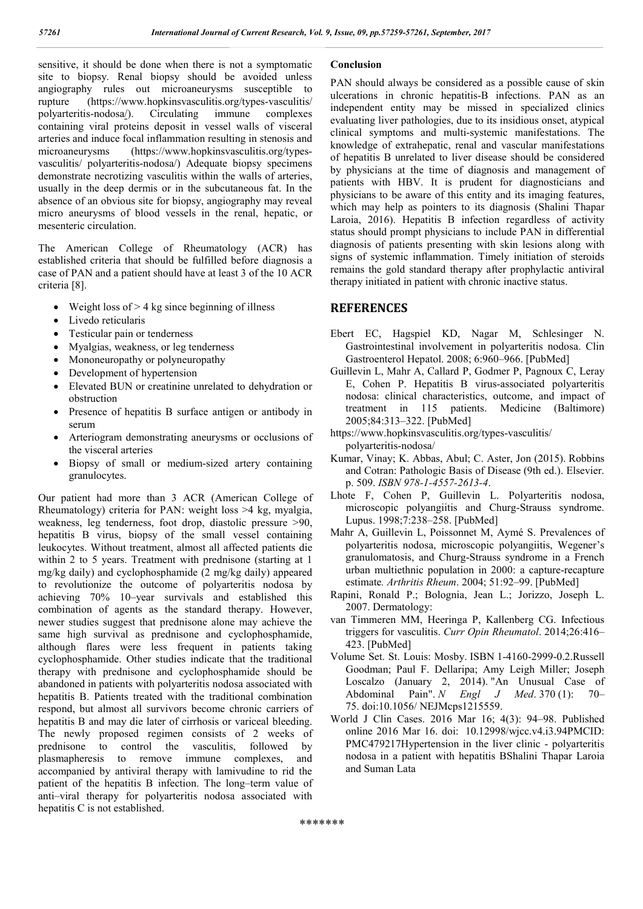sensitive, it should be done when there is not a symptomatic site to biopsy. Renal biopsy should be avoided unless angiography rules out microaneurysms susceptible to rupture (https://www.hopkinsvasculitis.org/types-vasculitis/polyarteritis-nodosa/). Circulating immune complexes containing viral proteins deposit in vessel walls of visceral arteries and induce focal inflammation resulting in stenosis and microaneurysms (https://www.hopkinsvasculitis.org/types-vasculitis/ polyarteritis-nodosa/) Adequate biopsy specimens demonstrate necrotizing vasculitis within the walls of arteries, usually in the deep dermis or in the subcutaneous fat. In the absence of an obvious site for biopsy, angiography may reveal micro aneurysms of blood vessels in the renal, hepatic, or mesenteric circulation.

The American College of Rheumatology (ACR) has established criteria that should be fulfilled before diagnosis a case of PAN and a patient should have at least 3 of the 10 ACR criteria [8].

- Weight loss of > 4 kg since beginning of illness
- Livedo reticularis
- Testicular pain or tenderness
- Myalgias, weakness, or leg tenderness
- Mononeuropathy or polyneuropathy
- Development of hypertension
- Elevated BUN or creatinine unrelated to dehydration or obstruction
- Presence of hepatitis B surface antigen or antibody in serum
- Arteriogram demonstrating aneurysms or occlusions of the visceral arteries
- Biopsy of small or medium-sized artery containing granulocytes.

Our patient had more than 3 ACR (American College of Rheumatology) criteria for PAN: weight loss >4 kg, myalgia, weakness, leg tenderness, foot drop, diastolic pressure >90, hepatitis B virus, biopsy of the small vessel containing leukocytes. Without treatment, almost all affected patients die within 2 to 5 years. Treatment with prednisone (starting at 1 mg/kg daily) and cyclophosphamide (2 mg/kg daily) appeared to revolutionize the outcome of polyarteritis nodosa by achieving 70% 10–year survivals and established this combination of agents as the standard therapy. However, newer studies suggest that prednisone alone may achieve the same high survival as prednisone and cyclophosphamide, although flares were less frequent in patients taking cyclophosphamide. Other studies indicate that the traditional therapy with prednisone and cyclophosphamide should be abandoned in patients with polyarteritis nodosa associated with hepatitis B. Patients treated with the traditional combination respond, but almost all survivors become chronic carriers of hepatitis B and may die later of cirrhosis or variceal bleeding. The newly proposed regimen consists of 2 weeks of prednisone to control the vasculitis, followed by plasmapheresis to remove immune complexes, and accompanied by antiviral therapy with lamivudine to rid the patient of the hepatitis B infection. The long–term value of anti–viral therapy for polyarteritis nodosa associated with hepatitis C is not established.

**Conclusion**

PAN should always be considered as a possible cause of skin ulcerations in chronic hepatitis-B infections. PAN as an independent entity may be missed in specialized clinics evaluating liver pathologies, due to its insidious onset, atypical clinical symptoms and multi-systemic manifestations. The knowledge of extrahepatic, renal and vascular manifestations of hepatitis B unrelated to liver disease should be considered by physicians at the time of diagnosis and management of patients with HBV. It is prudent for diagnosticians and physicians to be aware of this entity and its imaging features, which may help as pointers to its diagnosis (Shalini Thapar Laroia, 2016). Hepatitis B infection regardless of activity status should prompt physicians to include PAN in differential diagnosis of patients presenting with skin lesions along with signs of systemic inflammation. Timely initiation of steroids remains the gold standard therapy after prophylactic antiviral therapy initiated in patient with chronic inactive status.

## REFERENCES

Ebert EC, Hagspiel KD, Nagar M, Schlesinger N. Gastrointestinal involvement in polyarteritis nodosa. Clin Gastroenterol Hepatol. 2008; 6:960–966. [PubMed]

Guillevin L, Mahr A, Callard P, Godmer P, Pagnoux C, Leray E, Cohen P. Hepatitis B virus-associated polyarteritis nodosa: clinical characteristics, outcome, and impact of treatment in 115 patients. Medicine (Baltimore) 2005;84:313–322. [PubMed]

https://www.hopkinsvasculitis.org/types-vasculitis/polyarteritis-nodosa/

Kumar, Vinay; K. Abbas, Abul; C. Aster, Jon (2015). Robbins and Cotran: Pathologic Basis of Disease (9th ed.). Elsevier. p. 509. *ISBN 978-1-4557-2613-4*.

Lhote F, Cohen P, Guillevin L. Polyarteritis nodosa, microscopic polyangiitis and Churg-Strauss syndrome. Lupus. 1998;7:238–258. [PubMed]

Mahr A, Guillevin L, Poissonnet M, Aymé S. Prevalences of polyarteritis nodosa, microscopic polyangiitis, Wegener's granulomatosis, and Churg-Strauss syndrome in a French urban multiethnic population in 2000: a capture-recapture estimate. *Arthritis Rheum*. 2004; 51:92–99. [PubMed]

Rapini, Ronald P.; Bolognia, Jean L.; Jorizzo, Joseph L. 2007. Dermatology:

van Timmeren MM, Heeringa P, Kallenberg CG. Infectious triggers for vasculitis. *Curr Opin Rheumatol*. 2014;26:416–423. [PubMed]

Volume Set. St. Louis: Mosby. ISBN 1-4160-2999-0.2.Russell Goodman; Paul F. Dellaripa; Amy Leigh Miller; Joseph Loscalzo (January 2, 2014). "An Unusual Case of Abdominal Pain". *N Engl J Med*. 370 (1): 70–75. doi:10.1056/ NEJMcps1215559.

World J Clin Cases. 2016 Mar 16; 4(3): 94–98. Published online 2016 Mar 16. doi: 10.12998/wjcc.v4.i3.94PMCID: PMC479217Hypertension in the liver clinic - polyarteritis nodosa in a patient with hepatitis BShalini Thapar Laroia and Suman Lata

*******